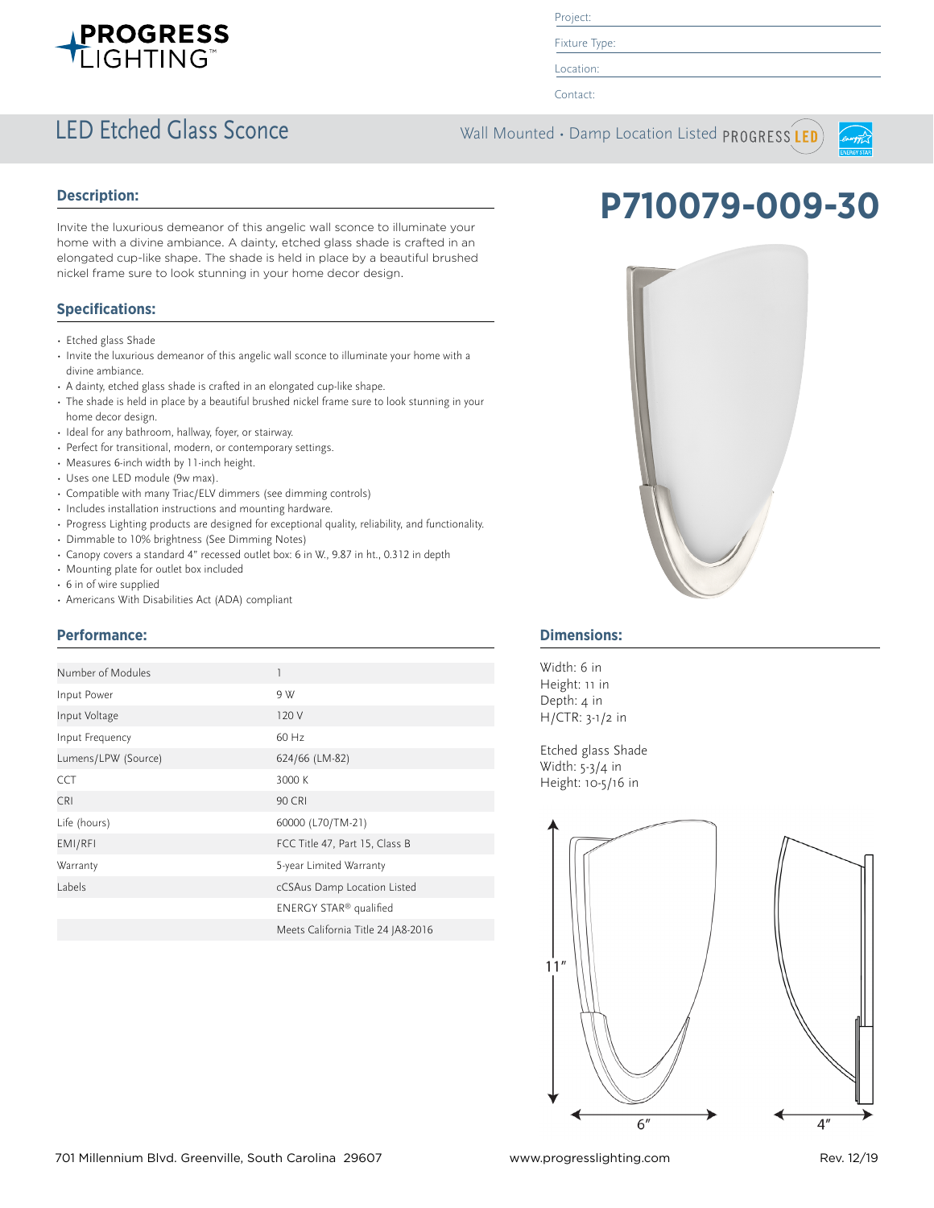PROGRESS LIGHTING™

Project:

Fixture Type:

Location:

Contact:

# LED Etched Glass Sconce

Wall Mounted • Damp Location Listed PROGRESS LED

# P710079-009-30

## Description:

Invite the luxurious demeanor of this angelic wall sconce to illuminate your home with a divine ambiance. A dainty, etched glass shade is crafted in an elongated cup-like shape. The shade is held in place by a beautiful brushed nickel frame sure to look stunning in your home decor design.

## Specifications:

- Etched glass Shade
- Invite the luxurious demeanor of this angelic wall sconce to illuminate your home with a divine ambiance.
- A dainty, etched glass shade is crafted in an elongated cup-like shape.
- The shade is held in place by a beautiful brushed nickel frame sure to look stunning in your home decor design.
- Ideal for any bathroom, hallway, foyer, or stairway.
- Perfect for transitional, modern, or contemporary settings.
- Measures 6-inch width by 11-inch height.
- Uses one LED module (9w max).
- Compatible with many Triac/ELV dimmers (see dimming controls)
- Includes installation instructions and mounting hardware.
- Progress Lighting products are designed for exceptional quality, reliability, and functionality.
- Dimmable to 10% brightness (See Dimming Notes)
- Canopy covers a standard 4" recessed outlet box: 6 in W., 9.87 in ht., 0.312 in depth
- Mounting plate for outlet box included
- 6 in of wire supplied
- Americans With Disabilities Act (ADA) compliant

## Performance:

| | |
|---|---|
| Number of Modules | 1 |
| Input Power | 9 W |
| Input Voltage | 120 V |
| Input Frequency | 60 Hz |
| Lumens/LPW (Source) | 624/66 (LM-82) |
| CCT | 3000 K |
| CRI | 90 CRI |
| Life (hours) | 60000 (L70/TM-21) |
| EMI/RFI | FCC Title 47, Part 15, Class B |
| Warranty | 5-year Limited Warranty |
| Labels | cCSAus Damp Location Listed |
| | ENERGY STAR® qualified |
| | Meets California Title 24 JA8-2016 |

## Dimensions:

Width: 6 in
Height: 11 in
Depth: 4 in
H/CTR: 3-1/2 in

Etched glass Shade
Width: 5-3/4 in
Height: 10-5/16 in

11″ 6″ 4″

701 Millennium Blvd. Greenville, South Carolina 29607 www.progresslighting.com Rev. 12/19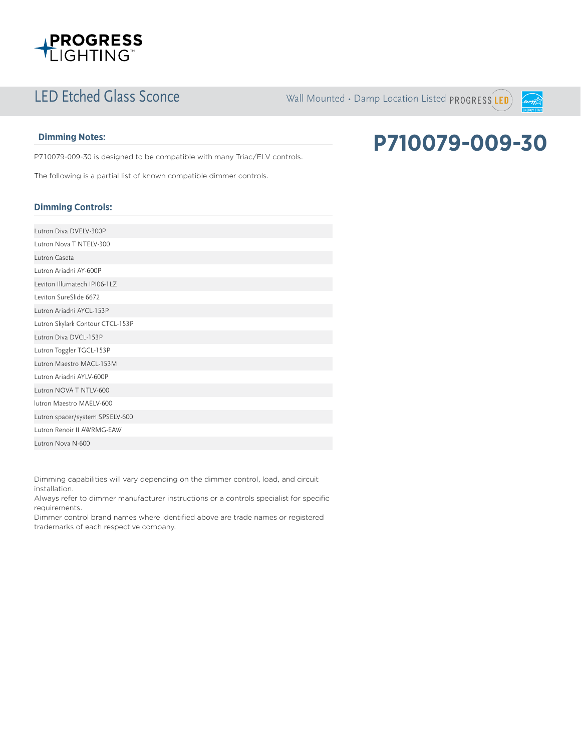# LED Etched Glass Sconce

Wall Mounted • Damp Location Listed PROGRESS LED

# P710079-009-30

## Dimming Notes:

P710079-009-30 is designed to be compatible with many Triac/ELV controls.

The following is a partial list of known compatible dimmer controls.

## Dimming Controls:

| |
|---|
| Lutron Diva DVELV-300P |
| Lutron Nova T NTELV-300 |
| Lutron Caseta |
| Lutron Ariadni AY-600P |
| Leviton Illumatech IPI06-1LZ |
| Leviton SureSlide 6672 |
| Lutron Ariadni AYCL-153P |
| Lutron Skylark Contour CTCL-153P |
| Lutron Diva DVCL-153P |
| Lutron Toggler TGCL-153P |
| Lutron Maestro MACL-153M |
| Lutron Ariadni AYLV-600P |
| Lutron NOVA T NTLV-600 |
| lutron Maestro MAELV-600 |
| Lutron spacer/system SPSELV-600 |
| Lutron Renoir II AWRMG-EAW |
| Lutron Nova N-600 |

Dimming capabilities will vary depending on the dimmer control, load, and circuit installation.
Always refer to dimmer manufacturer instructions or a controls specialist for specific requirements.
Dimmer control brand names where identified above are trade names or registered trademarks of each respective company.